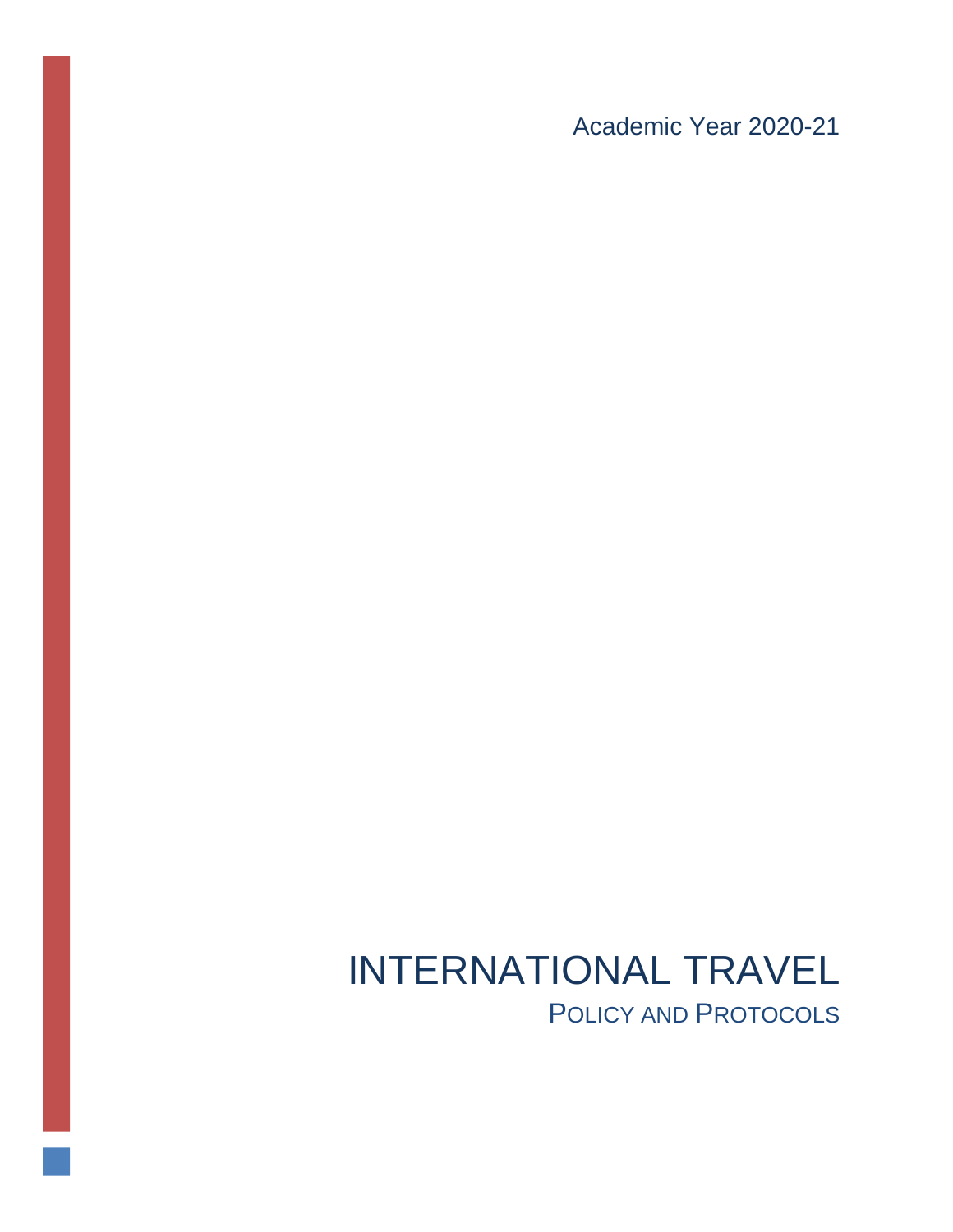Academic Year 2020-21

# INTERNATIONAL TRAVEL

## POLICY AND PROTOCOLS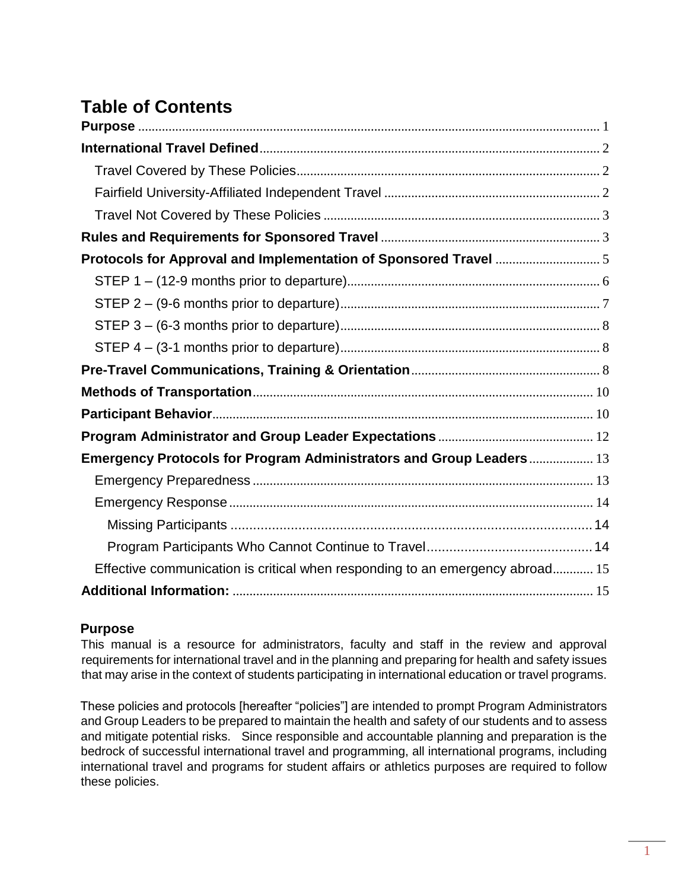# Table of Contents

**Purpose** ........................................................................................................................................ 1
**International Travel Defined**.................................................................................................... 2
Travel Covered by These Policies.......................................................................................... 2
Fairfield University-Affiliated Independent Travel ................................................................ 2
Travel Not Covered by These Policies .................................................................................. 3
**Rules and Requirements for Sponsored Travel** ................................................................. 3
**Protocols for Approval and Implementation of Sponsored Travel** ............................... 5
STEP 1 – (12-9 months prior to departure)........................................................................... 6
STEP 2 – (9-6 months prior to departure)............................................................................. 7
STEP 3 – (6-3 months prior to departure)............................................................................. 8
STEP 4 – (3-1 months prior to departure)............................................................................. 8
**Pre-Travel Communications, Training & Orientation**........................................................ 8
**Methods of Transportation**.................................................................................................... 10
**Participant Behavior**................................................................................................................ 10
**Program Administrator and Group Leader Expectations** .............................................. 12
**Emergency Protocols for Program Administrators and Group Leaders**................... 13
Emergency Preparedness .................................................................................................... 13
Emergency Response ........................................................................................................... 14
Missing Participants .................................................................................................. 14
Program Participants Who Cannot Continue to Travel............................................. 14
Effective communication is critical when responding to an emergency abroad............ 15
**Additional Information:** .......................................................................................................... 15

## Purpose

This manual is a resource for administrators, faculty and staff in the review and approval requirements for international travel and in the planning and preparing for health and safety issues that may arise in the context of students participating in international education or travel programs.

These policies and protocols [hereafter "policies"] are intended to prompt Program Administrators and Group Leaders to be prepared to maintain the health and safety of our students and to assess and mitigate potential risks. Since responsible and accountable planning and preparation is the bedrock of successful international travel and programming, all international programs, including international travel and programs for student affairs or athletics purposes are required to follow these policies.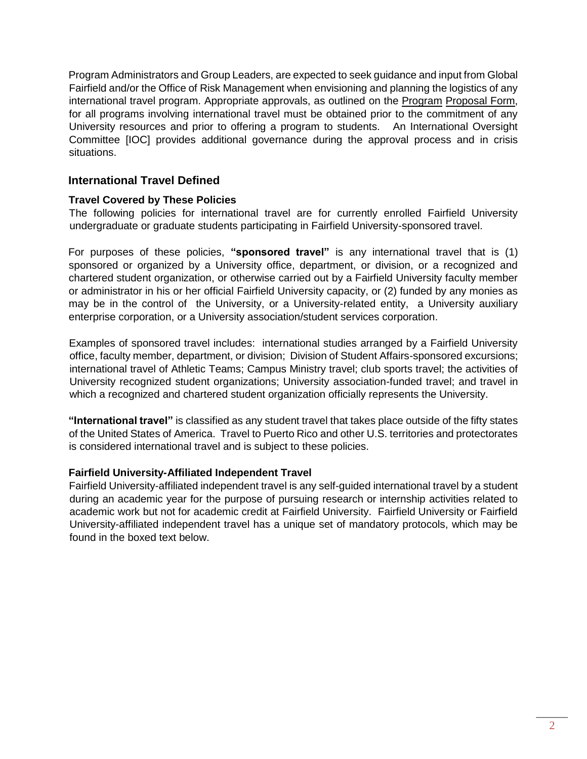Program Administrators and Group Leaders, are expected to seek guidance and input from Global Fairfield and/or the Office of Risk Management when envisioning and planning the logistics of any international travel program. Appropriate approvals, as outlined on the Program Proposal Form, for all programs involving international travel must be obtained prior to the commitment of any University resources and prior to offering a program to students. An International Oversight Committee [IOC] provides additional governance during the approval process and in crisis situations.

## International Travel Defined

### Travel Covered by These Policies

The following policies for international travel are for currently enrolled Fairfield University undergraduate or graduate students participating in Fairfield University-sponsored travel.

For purposes of these policies, **"sponsored travel"** is any international travel that is (1) sponsored or organized by a University office, department, or division, or a recognized and chartered student organization, or otherwise carried out by a Fairfield University faculty member or administrator in his or her official Fairfield University capacity, or (2) funded by any monies as may be in the control of the University, or a University-related entity, a University auxiliary enterprise corporation, or a University association/student services corporation.

Examples of sponsored travel includes: international studies arranged by a Fairfield University office, faculty member, department, or division; Division of Student Affairs-sponsored excursions; international travel of Athletic Teams; Campus Ministry travel; club sports travel; the activities of University recognized student organizations; University association-funded travel; and travel in which a recognized and chartered student organization officially represents the University.

**"International travel"** is classified as any student travel that takes place outside of the fifty states of the United States of America. Travel to Puerto Rico and other U.S. territories and protectorates is considered international travel and is subject to these policies.

### Fairfield University-Affiliated Independent Travel

Fairfield University-affiliated independent travel is any self-guided international travel by a student during an academic year for the purpose of pursuing research or internship activities related to academic work but not for academic credit at Fairfield University. Fairfield University or Fairfield University-affiliated independent travel has a unique set of mandatory protocols, which may be found in the boxed text below.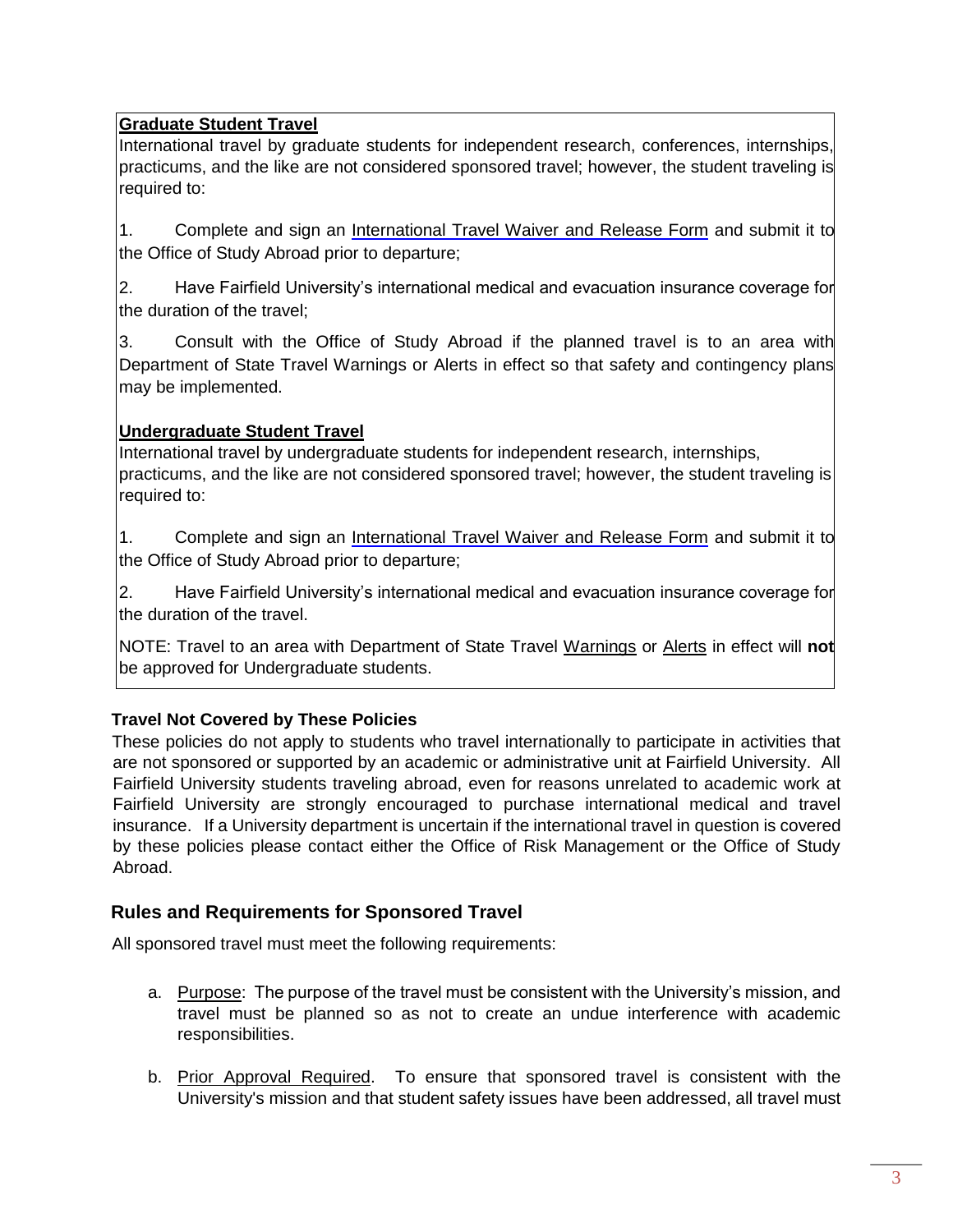**Graduate Student Travel**

International travel by graduate students for independent research, conferences, internships, practicums, and the like are not considered sponsored travel; however, the student traveling is required to:

1. Complete and sign an International Travel Waiver and Release Form and submit it to the Office of Study Abroad prior to departure;

2. Have Fairfield University's international medical and evacuation insurance coverage for the duration of the travel;

3. Consult with the Office of Study Abroad if the planned travel is to an area with Department of State Travel Warnings or Alerts in effect so that safety and contingency plans may be implemented.

**Undergraduate Student Travel**

International travel by undergraduate students for independent research, internships, practicums, and the like are not considered sponsored travel; however, the student traveling is required to:

1. Complete and sign an International Travel Waiver and Release Form and submit it to the Office of Study Abroad prior to departure;

2. Have Fairfield University's international medical and evacuation insurance coverage for the duration of the travel.

NOTE: Travel to an area with Department of State Travel Warnings or Alerts in effect will **not** be approved for Undergraduate students.

### Travel Not Covered by These Policies

These policies do not apply to students who travel internationally to participate in activities that are not sponsored or supported by an academic or administrative unit at Fairfield University. All Fairfield University students traveling abroad, even for reasons unrelated to academic work at Fairfield University are strongly encouraged to purchase international medical and travel insurance. If a University department is uncertain if the international travel in question is covered by these policies please contact either the Office of Risk Management or the Office of Study Abroad.

## Rules and Requirements for Sponsored Travel

All sponsored travel must meet the following requirements:

a. Purpose: The purpose of the travel must be consistent with the University's mission, and travel must be planned so as not to create an undue interference with academic responsibilities.

b. Prior Approval Required. To ensure that sponsored travel is consistent with the University's mission and that student safety issues have been addressed, all travel must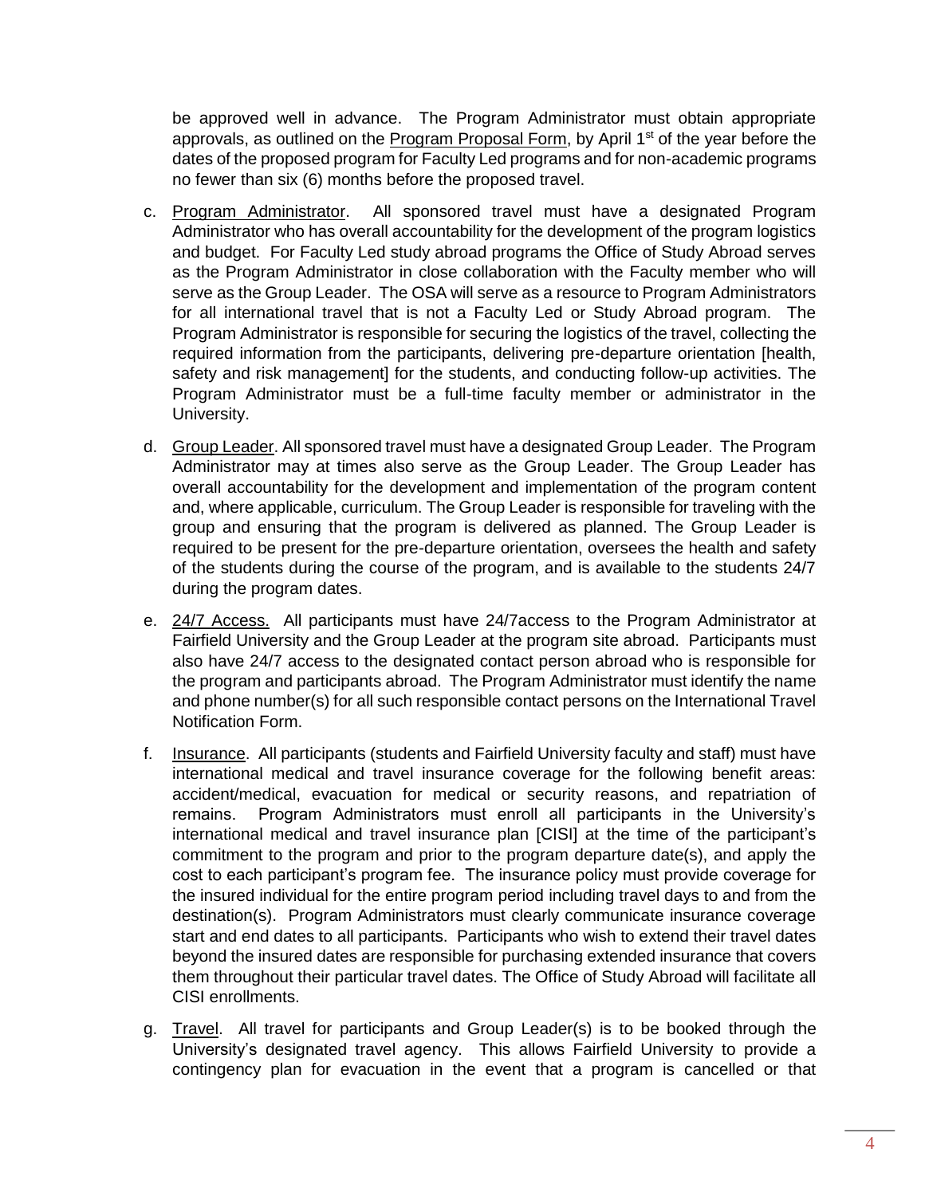be approved well in advance. The Program Administrator must obtain appropriate approvals, as outlined on the Program Proposal Form, by April 1st of the year before the dates of the proposed program for Faculty Led programs and for non-academic programs no fewer than six (6) months before the proposed travel.

c. Program Administrator. All sponsored travel must have a designated Program Administrator who has overall accountability for the development of the program logistics and budget. For Faculty Led study abroad programs the Office of Study Abroad serves as the Program Administrator in close collaboration with the Faculty member who will serve as the Group Leader. The OSA will serve as a resource to Program Administrators for all international travel that is not a Faculty Led or Study Abroad program. The Program Administrator is responsible for securing the logistics of the travel, collecting the required information from the participants, delivering pre-departure orientation [health, safety and risk management] for the students, and conducting follow-up activities. The Program Administrator must be a full-time faculty member or administrator in the University.

d. Group Leader. All sponsored travel must have a designated Group Leader. The Program Administrator may at times also serve as the Group Leader. The Group Leader has overall accountability for the development and implementation of the program content and, where applicable, curriculum. The Group Leader is responsible for traveling with the group and ensuring that the program is delivered as planned. The Group Leader is required to be present for the pre-departure orientation, oversees the health and safety of the students during the course of the program, and is available to the students 24/7 during the program dates.

e. 24/7 Access. All participants must have 24/7access to the Program Administrator at Fairfield University and the Group Leader at the program site abroad. Participants must also have 24/7 access to the designated contact person abroad who is responsible for the program and participants abroad. The Program Administrator must identify the name and phone number(s) for all such responsible contact persons on the International Travel Notification Form.

f. Insurance. All participants (students and Fairfield University faculty and staff) must have international medical and travel insurance coverage for the following benefit areas: accident/medical, evacuation for medical or security reasons, and repatriation of remains. Program Administrators must enroll all participants in the University's international medical and travel insurance plan [CISI] at the time of the participant's commitment to the program and prior to the program departure date(s), and apply the cost to each participant's program fee. The insurance policy must provide coverage for the insured individual for the entire program period including travel days to and from the destination(s). Program Administrators must clearly communicate insurance coverage start and end dates to all participants. Participants who wish to extend their travel dates beyond the insured dates are responsible for purchasing extended insurance that covers them throughout their particular travel dates. The Office of Study Abroad will facilitate all CISI enrollments.

g. Travel. All travel for participants and Group Leader(s) is to be booked through the University's designated travel agency. This allows Fairfield University to provide a contingency plan for evacuation in the event that a program is cancelled or that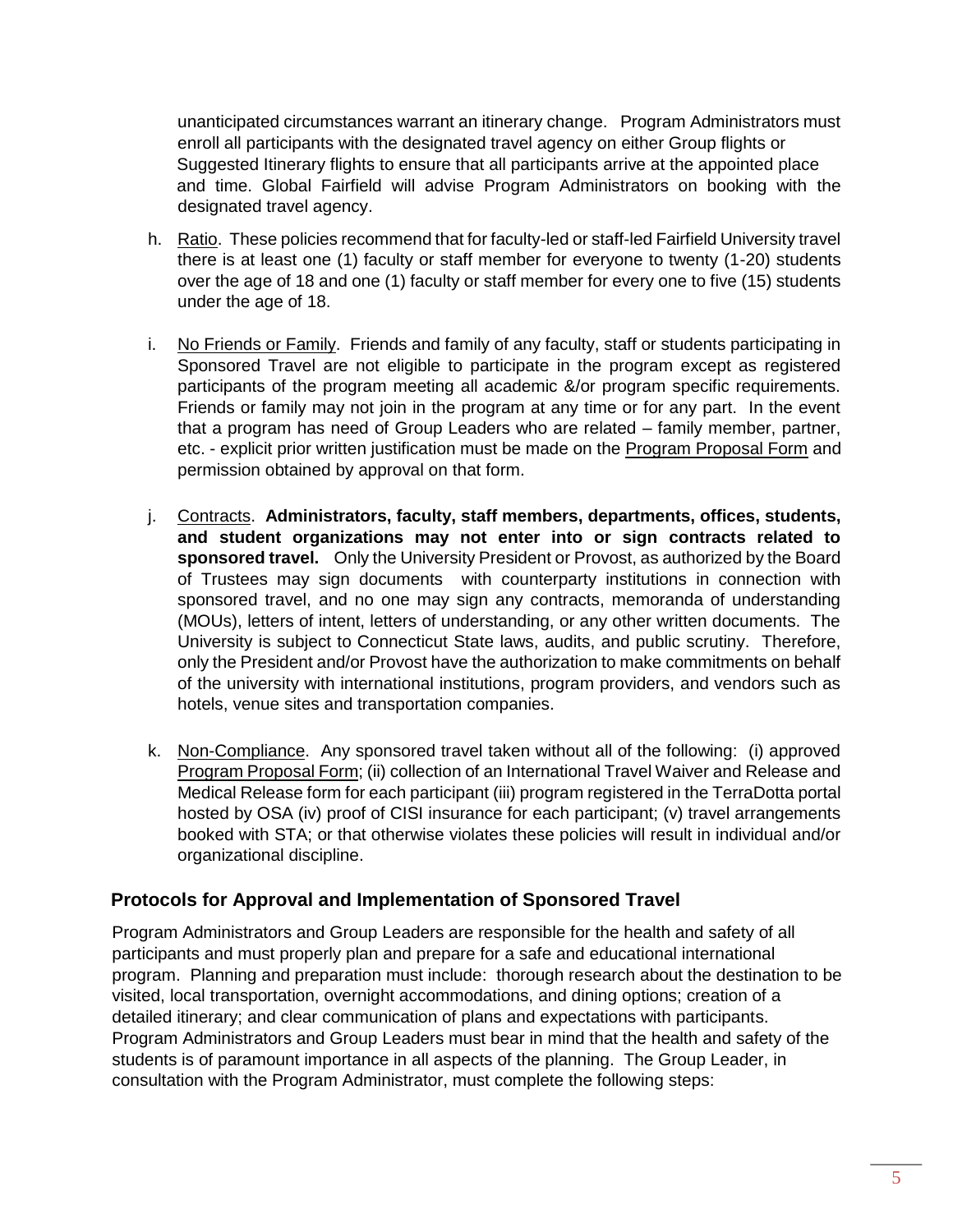unanticipated circumstances warrant an itinerary change. Program Administrators must enroll all participants with the designated travel agency on either Group flights or Suggested Itinerary flights to ensure that all participants arrive at the appointed place and time. Global Fairfield will advise Program Administrators on booking with the designated travel agency.

h. Ratio. These policies recommend that for faculty-led or staff-led Fairfield University travel there is at least one (1) faculty or staff member for everyone to twenty (1-20) students over the age of 18 and one (1) faculty or staff member for every one to five (15) students under the age of 18.

i. No Friends or Family. Friends and family of any faculty, staff or students participating in Sponsored Travel are not eligible to participate in the program except as registered participants of the program meeting all academic &/or program specific requirements. Friends or family may not join in the program at any time or for any part. In the event that a program has need of Group Leaders who are related – family member, partner, etc. - explicit prior written justification must be made on the Program Proposal Form and permission obtained by approval on that form.

j. Contracts. **Administrators, faculty, staff members, departments, offices, students, and student organizations may not enter into or sign contracts related to sponsored travel.** Only the University President or Provost, as authorized by the Board of Trustees may sign documents with counterparty institutions in connection with sponsored travel, and no one may sign any contracts, memoranda of understanding (MOUs), letters of intent, letters of understanding, or any other written documents. The University is subject to Connecticut State laws, audits, and public scrutiny. Therefore, only the President and/or Provost have the authorization to make commitments on behalf of the university with international institutions, program providers, and vendors such as hotels, venue sites and transportation companies.

k. Non-Compliance. Any sponsored travel taken without all of the following: (i) approved Program Proposal Form; (ii) collection of an International Travel Waiver and Release and Medical Release form for each participant (iii) program registered in the TerraDotta portal hosted by OSA (iv) proof of CISI insurance for each participant; (v) travel arrangements booked with STA; or that otherwise violates these policies will result in individual and/or organizational discipline.

## Protocols for Approval and Implementation of Sponsored Travel

Program Administrators and Group Leaders are responsible for the health and safety of all participants and must properly plan and prepare for a safe and educational international program. Planning and preparation must include: thorough research about the destination to be visited, local transportation, overnight accommodations, and dining options; creation of a detailed itinerary; and clear communication of plans and expectations with participants. Program Administrators and Group Leaders must bear in mind that the health and safety of the students is of paramount importance in all aspects of the planning. The Group Leader, in consultation with the Program Administrator, must complete the following steps: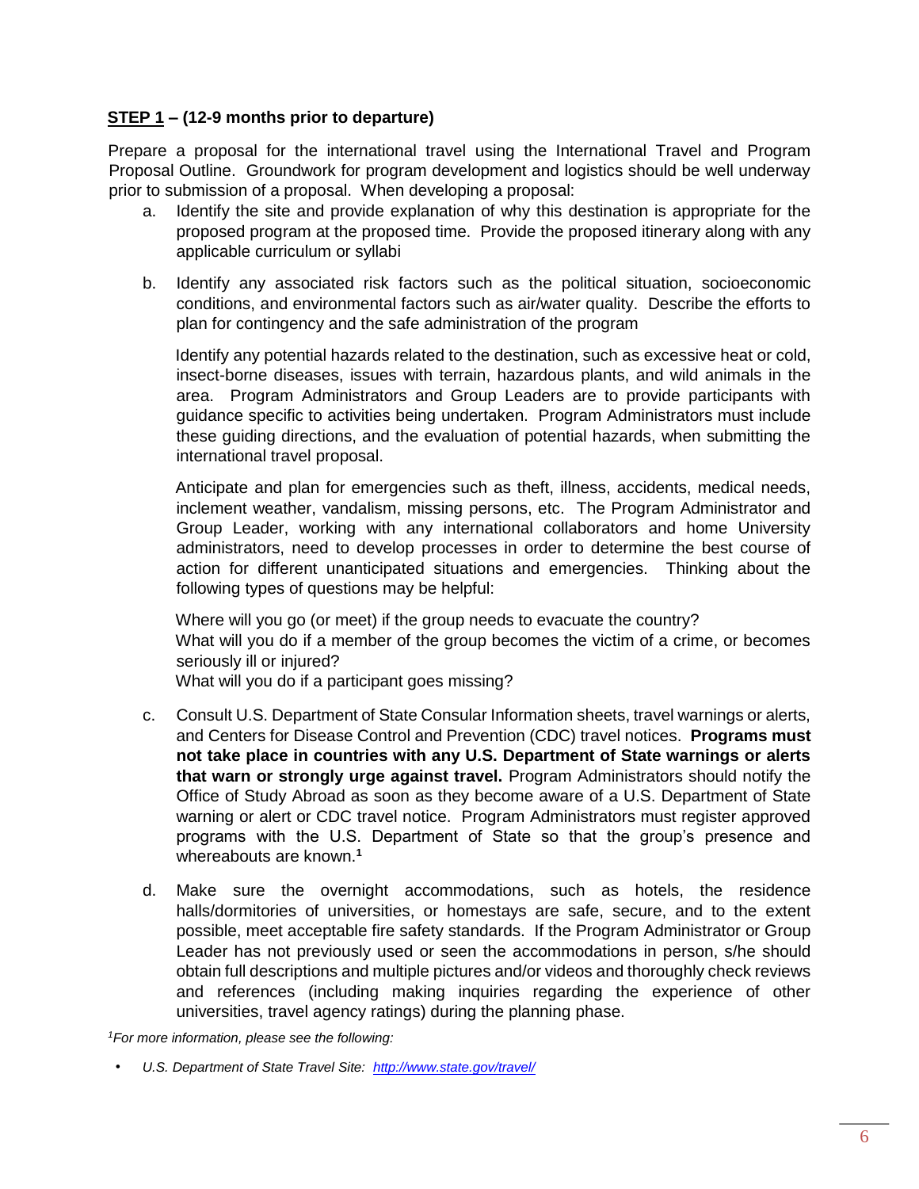**<u>STEP 1</u> – (12-9 months prior to departure)**

Prepare a proposal for the international travel using the International Travel and Program Proposal Outline. Groundwork for program development and logistics should be well underway prior to submission of a proposal. When developing a proposal:

a. Identify the site and provide explanation of why this destination is appropriate for the proposed program at the proposed time. Provide the proposed itinerary along with any applicable curriculum or syllabi

b. Identify any associated risk factors such as the political situation, socioeconomic conditions, and environmental factors such as air/water quality. Describe the efforts to plan for contingency and the safe administration of the program

   Identify any potential hazards related to the destination, such as excessive heat or cold, insect-borne diseases, issues with terrain, hazardous plants, and wild animals in the area. Program Administrators and Group Leaders are to provide participants with guidance specific to activities being undertaken. Program Administrators must include these guiding directions, and the evaluation of potential hazards, when submitting the international travel proposal.

   Anticipate and plan for emergencies such as theft, illness, accidents, medical needs, inclement weather, vandalism, missing persons, etc. The Program Administrator and Group Leader, working with any international collaborators and home University administrators, need to develop processes in order to determine the best course of action for different unanticipated situations and emergencies. Thinking about the following types of questions may be helpful:

   Where will you go (or meet) if the group needs to evacuate the country?
   What will you do if a member of the group becomes the victim of a crime, or becomes seriously ill or injured?
   What will you do if a participant goes missing?

c. Consult U.S. Department of State Consular Information sheets, travel warnings or alerts, and Centers for Disease Control and Prevention (CDC) travel notices. **Programs must not take place in countries with any U.S. Department of State warnings or alerts that warn or strongly urge against travel.** Program Administrators should notify the Office of Study Abroad as soon as they become aware of a U.S. Department of State warning or alert or CDC travel notice. Program Administrators must register approved programs with the U.S. Department of State so that the group's presence and whereabouts are known.[1]

d. Make sure the overnight accommodations, such as hotels, the residence halls/dormitories of universities, or homestays are safe, secure, and to the extent possible, meet acceptable fire safety standards. If the Program Administrator or Group Leader has not previously used or seen the accommodations in person, s/he should obtain full descriptions and multiple pictures and/or videos and thoroughly check reviews and references (including making inquiries regarding the experience of other universities, travel agency ratings) during the planning phase.

*[1]For more information, please see the following:*

- *U.S. Department of State Travel Site: http://www.state.gov/travel/*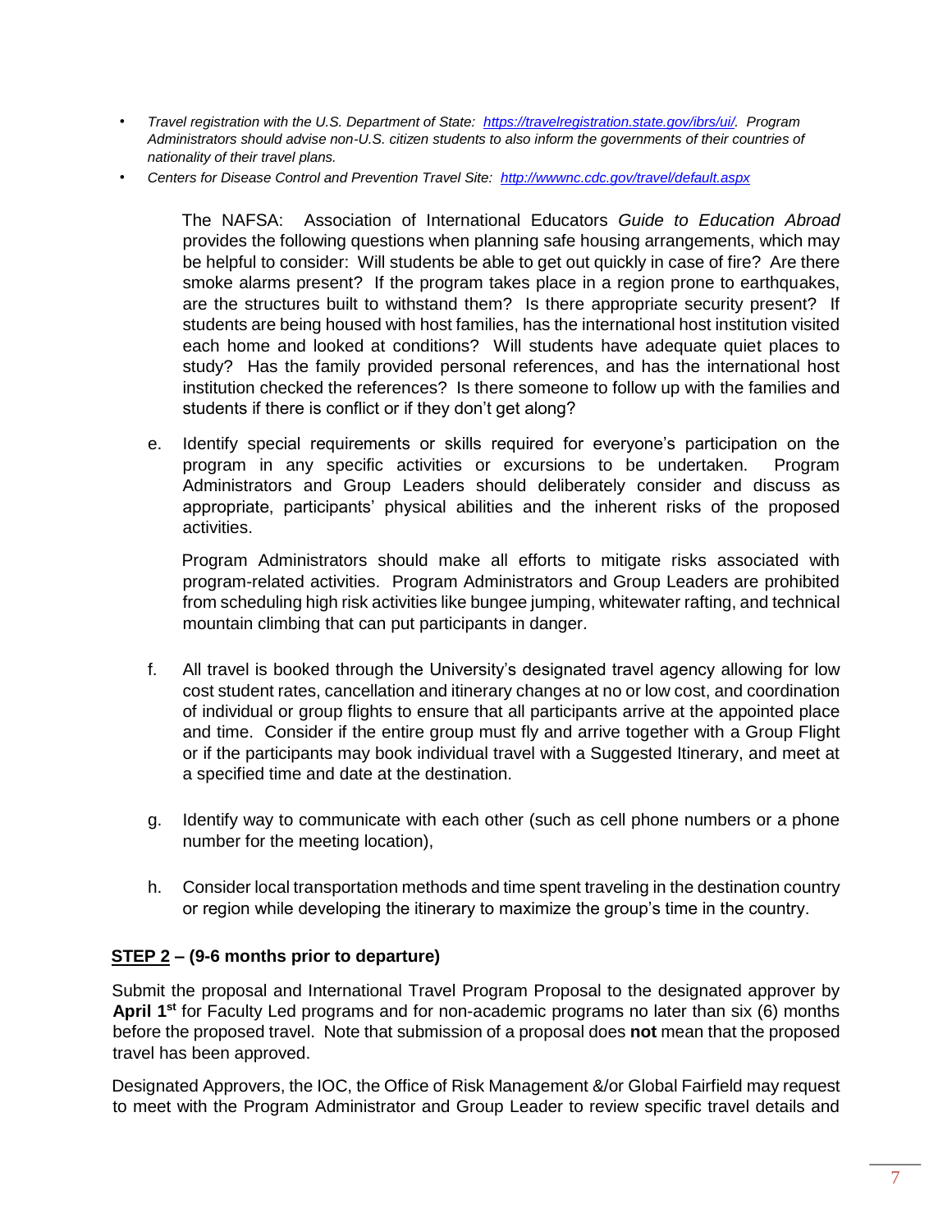- *Travel registration with the U.S. Department of State: [https://travelregistration.state.gov/ibrs/ui/](https://travelregistration.state.gov/ibrs/ui/). Program Administrators should advise non-U.S. citizen students to also inform the governments of their countries of nationality of their travel plans.*
- *Centers for Disease Control and Prevention Travel Site: [http://wwwnc.cdc.gov/travel/default.aspx](http://wwwnc.cdc.gov/travel/default.aspx)*

The NAFSA: Association of International Educators *Guide to Education Abroad* provides the following questions when planning safe housing arrangements, which may be helpful to consider: Will students be able to get out quickly in case of fire? Are there smoke alarms present? If the program takes place in a region prone to earthquakes, are the structures built to withstand them? Is there appropriate security present? If students are being housed with host families, has the international host institution visited each home and looked at conditions? Will students have adequate quiet places to study? Has the family provided personal references, and has the international host institution checked the references? Is there someone to follow up with the families and students if there is conflict or if they don't get along?

e. Identify special requirements or skills required for everyone's participation on the program in any specific activities or excursions to be undertaken. Program Administrators and Group Leaders should deliberately consider and discuss as appropriate, participants' physical abilities and the inherent risks of the proposed activities.

   Program Administrators should make all efforts to mitigate risks associated with program-related activities. Program Administrators and Group Leaders are prohibited from scheduling high risk activities like bungee jumping, whitewater rafting, and technical mountain climbing that can put participants in danger.

f. All travel is booked through the University's designated travel agency allowing for low cost student rates, cancellation and itinerary changes at no or low cost, and coordination of individual or group flights to ensure that all participants arrive at the appointed place and time. Consider if the entire group must fly and arrive together with a Group Flight or if the participants may book individual travel with a Suggested Itinerary, and meet at a specified time and date at the destination.

g. Identify way to communicate with each other (such as cell phone numbers or a phone number for the meeting location),

h. Consider local transportation methods and time spent traveling in the destination country or region while developing the itinerary to maximize the group's time in the country.

### <u>STEP 2</u> – (9-6 months prior to departure)

Submit the proposal and International Travel Program Proposal to the designated approver by **April 1st** for Faculty Led programs and for non-academic programs no later than six (6) months before the proposed travel. Note that submission of a proposal does **not** mean that the proposed travel has been approved.

Designated Approvers, the IOC, the Office of Risk Management &/or Global Fairfield may request to meet with the Program Administrator and Group Leader to review specific travel details and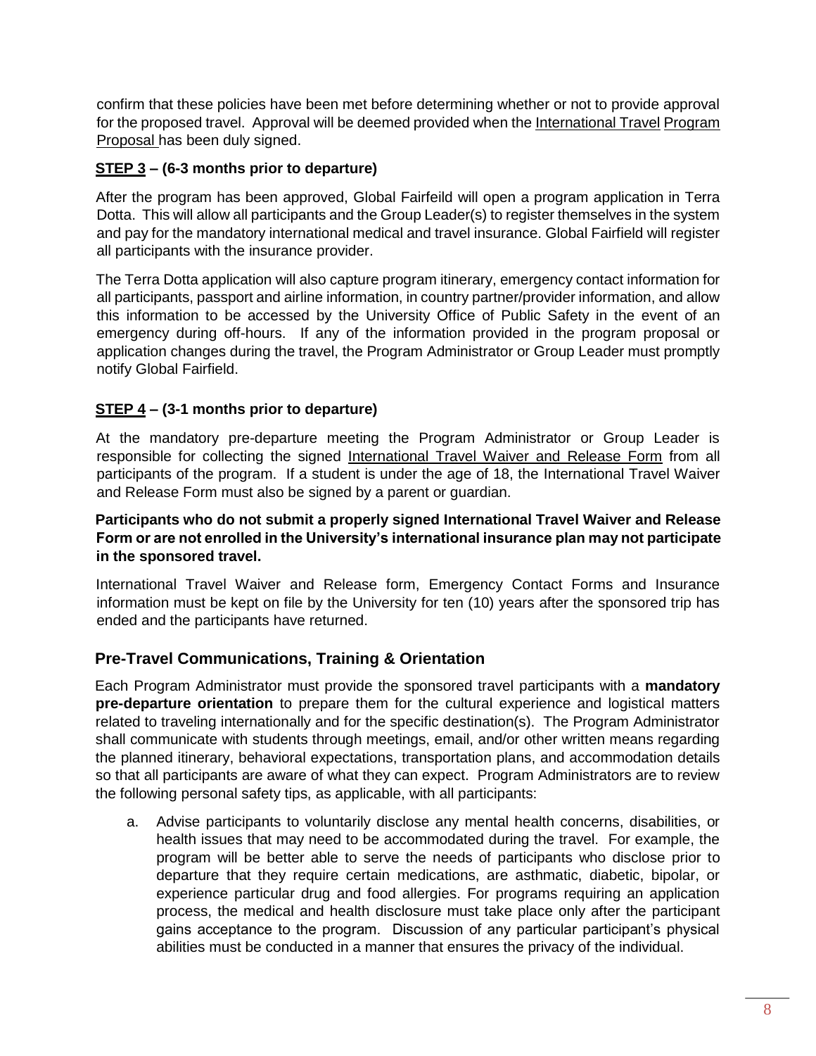confirm that these policies have been met before determining whether or not to provide approval for the proposed travel. Approval will be deemed provided when the International Travel Program Proposal has been duly signed.

**STEP 3 – (6-3 months prior to departure)**

After the program has been approved, Global Fairfeild will open a program application in Terra Dotta. This will allow all participants and the Group Leader(s) to register themselves in the system and pay for the mandatory international medical and travel insurance. Global Fairfield will register all participants with the insurance provider.

The Terra Dotta application will also capture program itinerary, emergency contact information for all participants, passport and airline information, in country partner/provider information, and allow this information to be accessed by the University Office of Public Safety in the event of an emergency during off-hours. If any of the information provided in the program proposal or application changes during the travel, the Program Administrator or Group Leader must promptly notify Global Fairfield.

**STEP 4 – (3-1 months prior to departure)**

At the mandatory pre-departure meeting the Program Administrator or Group Leader is responsible for collecting the signed International Travel Waiver and Release Form from all participants of the program. If a student is under the age of 18, the International Travel Waiver and Release Form must also be signed by a parent or guardian.

**Participants who do not submit a properly signed International Travel Waiver and Release Form or are not enrolled in the University's international insurance plan may not participate in the sponsored travel.**

International Travel Waiver and Release form, Emergency Contact Forms and Insurance information must be kept on file by the University for ten (10) years after the sponsored trip has ended and the participants have returned.

## Pre-Travel Communications, Training & Orientation

Each Program Administrator must provide the sponsored travel participants with a **mandatory pre-departure orientation** to prepare them for the cultural experience and logistical matters related to traveling internationally and for the specific destination(s). The Program Administrator shall communicate with students through meetings, email, and/or other written means regarding the planned itinerary, behavioral expectations, transportation plans, and accommodation details so that all participants are aware of what they can expect. Program Administrators are to review the following personal safety tips, as applicable, with all participants:

a. Advise participants to voluntarily disclose any mental health concerns, disabilities, or health issues that may need to be accommodated during the travel. For example, the program will be better able to serve the needs of participants who disclose prior to departure that they require certain medications, are asthmatic, diabetic, bipolar, or experience particular drug and food allergies. For programs requiring an application process, the medical and health disclosure must take place only after the participant gains acceptance to the program. Discussion of any particular participant's physical abilities must be conducted in a manner that ensures the privacy of the individual.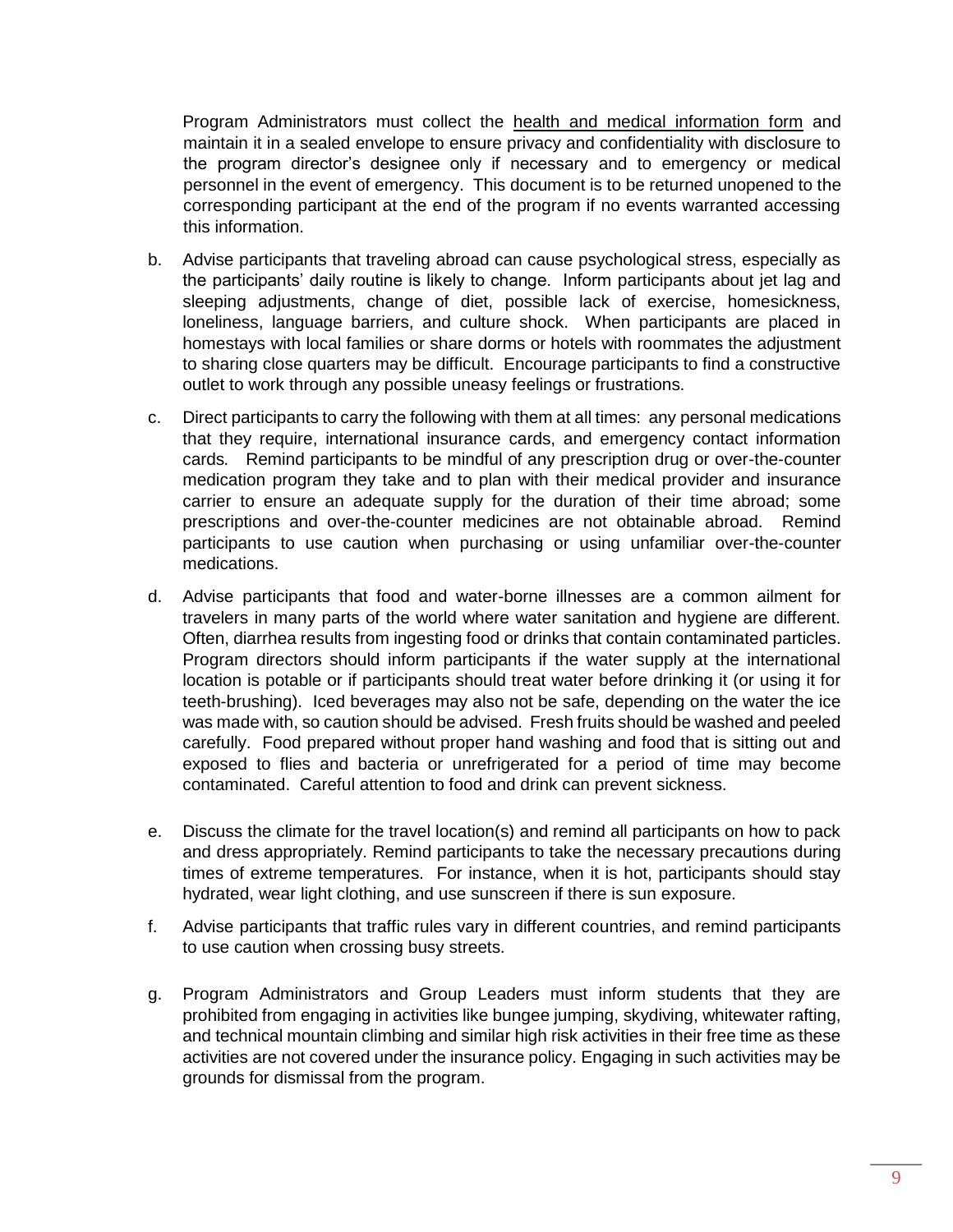Program Administrators must collect the health and medical information form and maintain it in a sealed envelope to ensure privacy and confidentiality with disclosure to the program director's designee only if necessary and to emergency or medical personnel in the event of emergency. This document is to be returned unopened to the corresponding participant at the end of the program if no events warranted accessing this information.

b. Advise participants that traveling abroad can cause psychological stress, especially as the participants' daily routine is likely to change. Inform participants about jet lag and sleeping adjustments, change of diet, possible lack of exercise, homesickness, loneliness, language barriers, and culture shock. When participants are placed in homestays with local families or share dorms or hotels with roommates the adjustment to sharing close quarters may be difficult. Encourage participants to find a constructive outlet to work through any possible uneasy feelings or frustrations.

c. Direct participants to carry the following with them at all times: any personal medications that they require, international insurance cards, and emergency contact information cards. Remind participants to be mindful of any prescription drug or over-the-counter medication program they take and to plan with their medical provider and insurance carrier to ensure an adequate supply for the duration of their time abroad; some prescriptions and over-the-counter medicines are not obtainable abroad. Remind participants to use caution when purchasing or using unfamiliar over-the-counter medications.

d. Advise participants that food and water-borne illnesses are a common ailment for travelers in many parts of the world where water sanitation and hygiene are different. Often, diarrhea results from ingesting food or drinks that contain contaminated particles. Program directors should inform participants if the water supply at the international location is potable or if participants should treat water before drinking it (or using it for teeth-brushing). Iced beverages may also not be safe, depending on the water the ice was made with, so caution should be advised. Fresh fruits should be washed and peeled carefully. Food prepared without proper hand washing and food that is sitting out and exposed to flies and bacteria or unrefrigerated for a period of time may become contaminated. Careful attention to food and drink can prevent sickness.

e. Discuss the climate for the travel location(s) and remind all participants on how to pack and dress appropriately. Remind participants to take the necessary precautions during times of extreme temperatures. For instance, when it is hot, participants should stay hydrated, wear light clothing, and use sunscreen if there is sun exposure.

f. Advise participants that traffic rules vary in different countries, and remind participants to use caution when crossing busy streets.

g. Program Administrators and Group Leaders must inform students that they are prohibited from engaging in activities like bungee jumping, skydiving, whitewater rafting, and technical mountain climbing and similar high risk activities in their free time as these activities are not covered under the insurance policy. Engaging in such activities may be grounds for dismissal from the program.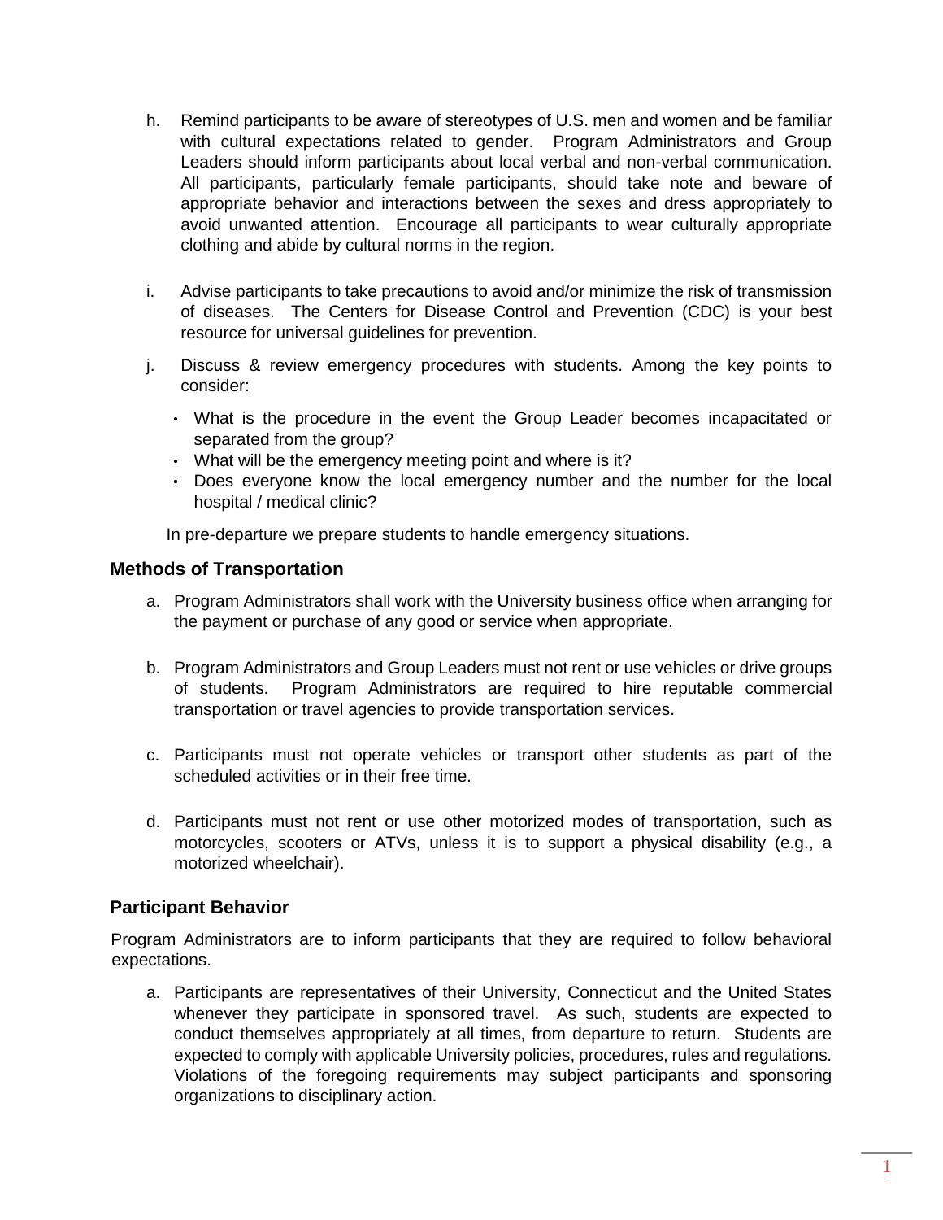h. Remind participants to be aware of stereotypes of U.S. men and women and be familiar with cultural expectations related to gender. Program Administrators and Group Leaders should inform participants about local verbal and non-verbal communication. All participants, particularly female participants, should take note and beware of appropriate behavior and interactions between the sexes and dress appropriately to avoid unwanted attention. Encourage all participants to wear culturally appropriate clothing and abide by cultural norms in the region.

i. Advise participants to take precautions to avoid and/or minimize the risk of transmission of diseases. The Centers for Disease Control and Prevention (CDC) is your best resource for universal guidelines for prevention.

j. Discuss & review emergency procedures with students. Among the key points to consider:

- What is the procedure in the event the Group Leader becomes incapacitated or separated from the group?
- What will be the emergency meeting point and where is it?
- Does everyone know the local emergency number and the number for the local hospital / medical clinic?

In pre-departure we prepare students to handle emergency situations.

### Methods of Transportation

a. Program Administrators shall work with the University business office when arranging for the payment or purchase of any good or service when appropriate.

b. Program Administrators and Group Leaders must not rent or use vehicles or drive groups of students. Program Administrators are required to hire reputable commercial transportation or travel agencies to provide transportation services.

c. Participants must not operate vehicles or transport other students as part of the scheduled activities or in their free time.

d. Participants must not rent or use other motorized modes of transportation, such as motorcycles, scooters or ATVs, unless it is to support a physical disability (e.g., a motorized wheelchair).

### Participant Behavior

Program Administrators are to inform participants that they are required to follow behavioral expectations.

a. Participants are representatives of their University, Connecticut and the United States whenever they participate in sponsored travel. As such, students are expected to conduct themselves appropriately at all times, from departure to return. Students are expected to comply with applicable University policies, procedures, rules and regulations. Violations of the foregoing requirements may subject participants and sponsoring organizations to disciplinary action.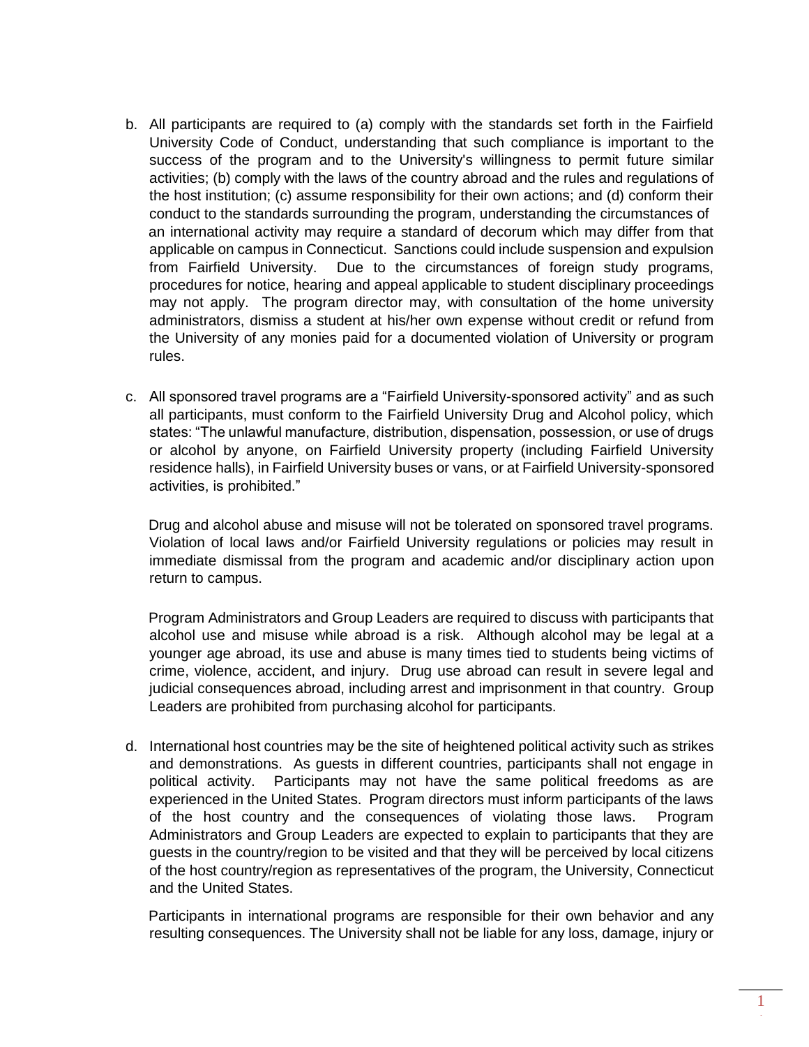b. All participants are required to (a) comply with the standards set forth in the Fairfield University Code of Conduct, understanding that such compliance is important to the success of the program and to the University's willingness to permit future similar activities; (b) comply with the laws of the country abroad and the rules and regulations of the host institution; (c) assume responsibility for their own actions; and (d) conform their conduct to the standards surrounding the program, understanding the circumstances of an international activity may require a standard of decorum which may differ from that applicable on campus in Connecticut. Sanctions could include suspension and expulsion from Fairfield University. Due to the circumstances of foreign study programs, procedures for notice, hearing and appeal applicable to student disciplinary proceedings may not apply. The program director may, with consultation of the home university administrators, dismiss a student at his/her own expense without credit or refund from the University of any monies paid for a documented violation of University or program rules.

c. All sponsored travel programs are a "Fairfield University-sponsored activity" and as such all participants, must conform to the Fairfield University Drug and Alcohol policy, which states: "The unlawful manufacture, distribution, dispensation, possession, or use of drugs or alcohol by anyone, on Fairfield University property (including Fairfield University residence halls), in Fairfield University buses or vans, or at Fairfield University-sponsored activities, is prohibited."

   Drug and alcohol abuse and misuse will not be tolerated on sponsored travel programs. Violation of local laws and/or Fairfield University regulations or policies may result in immediate dismissal from the program and academic and/or disciplinary action upon return to campus.

   Program Administrators and Group Leaders are required to discuss with participants that alcohol use and misuse while abroad is a risk. Although alcohol may be legal at a younger age abroad, its use and abuse is many times tied to students being victims of crime, violence, accident, and injury. Drug use abroad can result in severe legal and judicial consequences abroad, including arrest and imprisonment in that country. Group Leaders are prohibited from purchasing alcohol for participants.

d. International host countries may be the site of heightened political activity such as strikes and demonstrations. As guests in different countries, participants shall not engage in political activity. Participants may not have the same political freedoms as are experienced in the United States. Program directors must inform participants of the laws of the host country and the consequences of violating those laws. Program Administrators and Group Leaders are expected to explain to participants that they are guests in the country/region to be visited and that they will be perceived by local citizens of the host country/region as representatives of the program, the University, Connecticut and the United States.

   Participants in international programs are responsible for their own behavior and any resulting consequences. The University shall not be liable for any loss, damage, injury or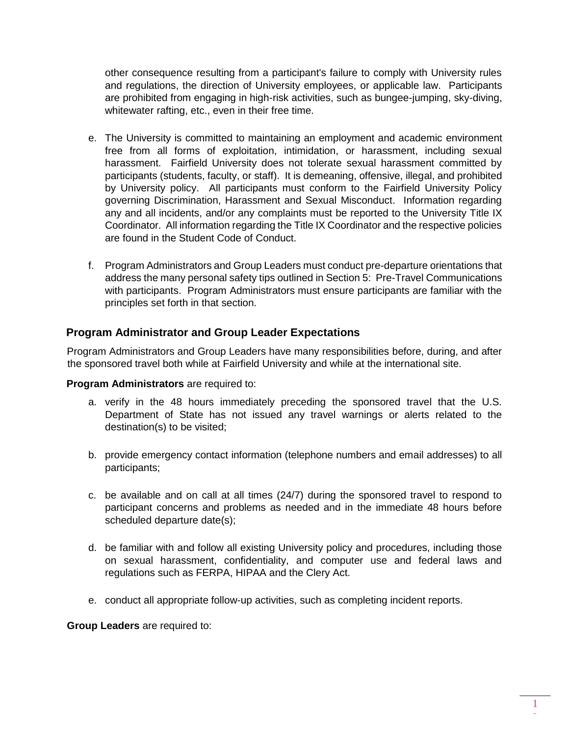other consequence resulting from a participant's failure to comply with University rules and regulations, the direction of University employees, or applicable law. Participants are prohibited from engaging in high-risk activities, such as bungee-jumping, sky-diving, whitewater rafting, etc., even in their free time.

e. The University is committed to maintaining an employment and academic environment free from all forms of exploitation, intimidation, or harassment, including sexual harassment. Fairfield University does not tolerate sexual harassment committed by participants (students, faculty, or staff). It is demeaning, offensive, illegal, and prohibited by University policy. All participants must conform to the Fairfield University Policy governing Discrimination, Harassment and Sexual Misconduct. Information regarding any and all incidents, and/or any complaints must be reported to the University Title IX Coordinator. All information regarding the Title IX Coordinator and the respective policies are found in the Student Code of Conduct.

f. Program Administrators and Group Leaders must conduct pre-departure orientations that address the many personal safety tips outlined in Section 5: Pre-Travel Communications with participants. Program Administrators must ensure participants are familiar with the principles set forth in that section.

## Program Administrator and Group Leader Expectations

Program Administrators and Group Leaders have many responsibilities before, during, and after the sponsored travel both while at Fairfield University and while at the international site.

**Program Administrators** are required to:

a. verify in the 48 hours immediately preceding the sponsored travel that the U.S. Department of State has not issued any travel warnings or alerts related to the destination(s) to be visited;

b. provide emergency contact information (telephone numbers and email addresses) to all participants;

c. be available and on call at all times (24/7) during the sponsored travel to respond to participant concerns and problems as needed and in the immediate 48 hours before scheduled departure date(s);

d. be familiar with and follow all existing University policy and procedures, including those on sexual harassment, confidentiality, and computer use and federal laws and regulations such as FERPA, HIPAA and the Clery Act.

e. conduct all appropriate follow-up activities, such as completing incident reports.

**Group Leaders** are required to: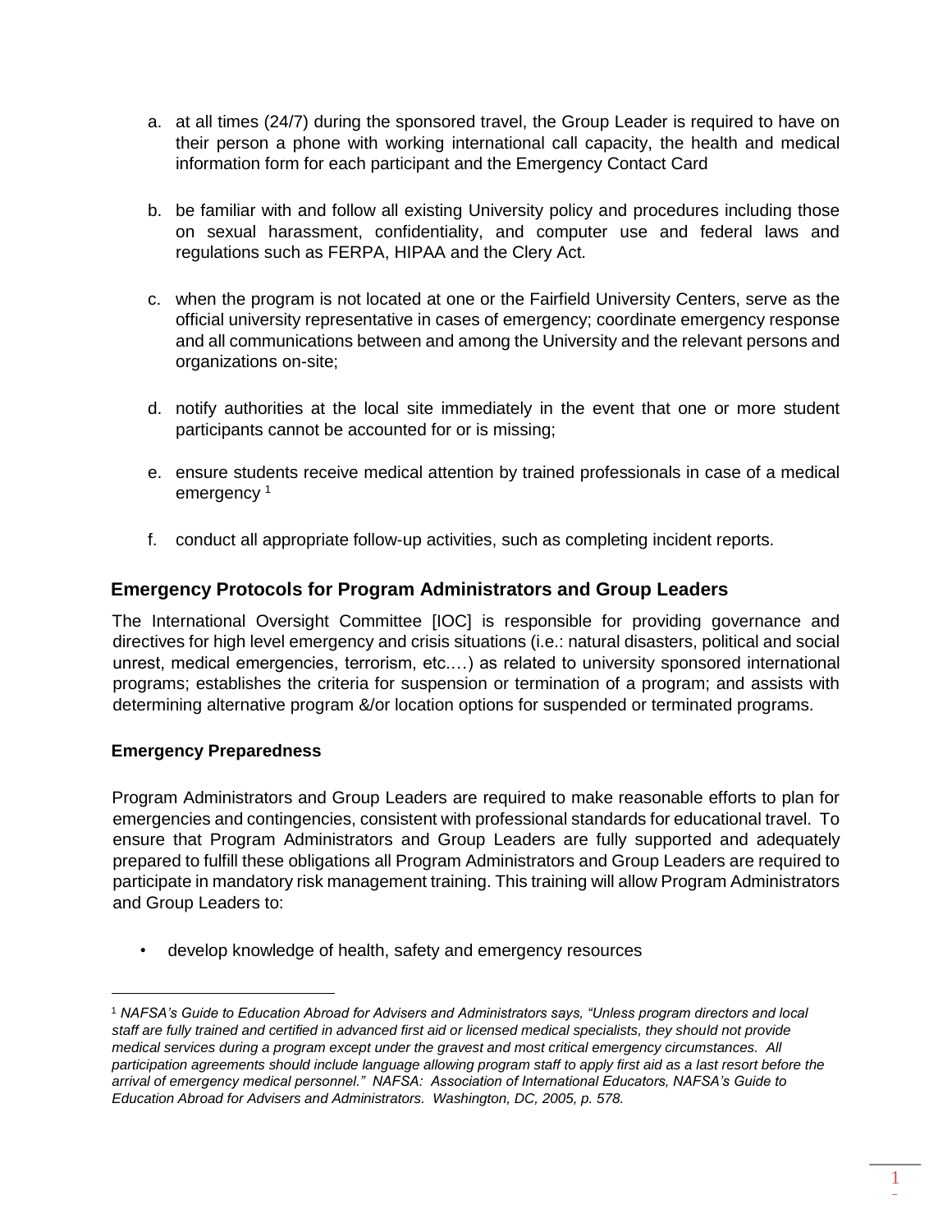a. at all times (24/7) during the sponsored travel, the Group Leader is required to have on their person a phone with working international call capacity, the health and medical information form for each participant and the Emergency Contact Card

b. be familiar with and follow all existing University policy and procedures including those on sexual harassment, confidentiality, and computer use and federal laws and regulations such as FERPA, HIPAA and the Clery Act.

c. when the program is not located at one or the Fairfield University Centers, serve as the official university representative in cases of emergency; coordinate emergency response and all communications between and among the University and the relevant persons and organizations on-site;

d. notify authorities at the local site immediately in the event that one or more student participants cannot be accounted for or is missing;

e. ensure students receive medical attention by trained professionals in case of a medical emergency [1]

f. conduct all appropriate follow-up activities, such as completing incident reports.

## Emergency Protocols for Program Administrators and Group Leaders

The International Oversight Committee [IOC] is responsible for providing governance and directives for high level emergency and crisis situations (i.e.: natural disasters, political and social unrest, medical emergencies, terrorism, etc.…) as related to university sponsored international programs; establishes the criteria for suspension or termination of a program; and assists with determining alternative program &/or location options for suspended or terminated programs.

### Emergency Preparedness

Program Administrators and Group Leaders are required to make reasonable efforts to plan for emergencies and contingencies, consistent with professional standards for educational travel. To ensure that Program Administrators and Group Leaders are fully supported and adequately prepared to fulfill these obligations all Program Administrators and Group Leaders are required to participate in mandatory risk management training. This training will allow Program Administrators and Group Leaders to:

- develop knowledge of health, safety and emergency resources

[1] *NAFSA's Guide to Education Abroad for Advisers and Administrators says, "Unless program directors and local staff are fully trained and certified in advanced first aid or licensed medical specialists, they should not provide medical services during a program except under the gravest and most critical emergency circumstances. All participation agreements should include language allowing program staff to apply first aid as a last resort before the arrival of emergency medical personnel." NAFSA: Association of International Educators, NAFSA's Guide to Education Abroad for Advisers and Administrators. Washington, DC, 2005, p. 578.*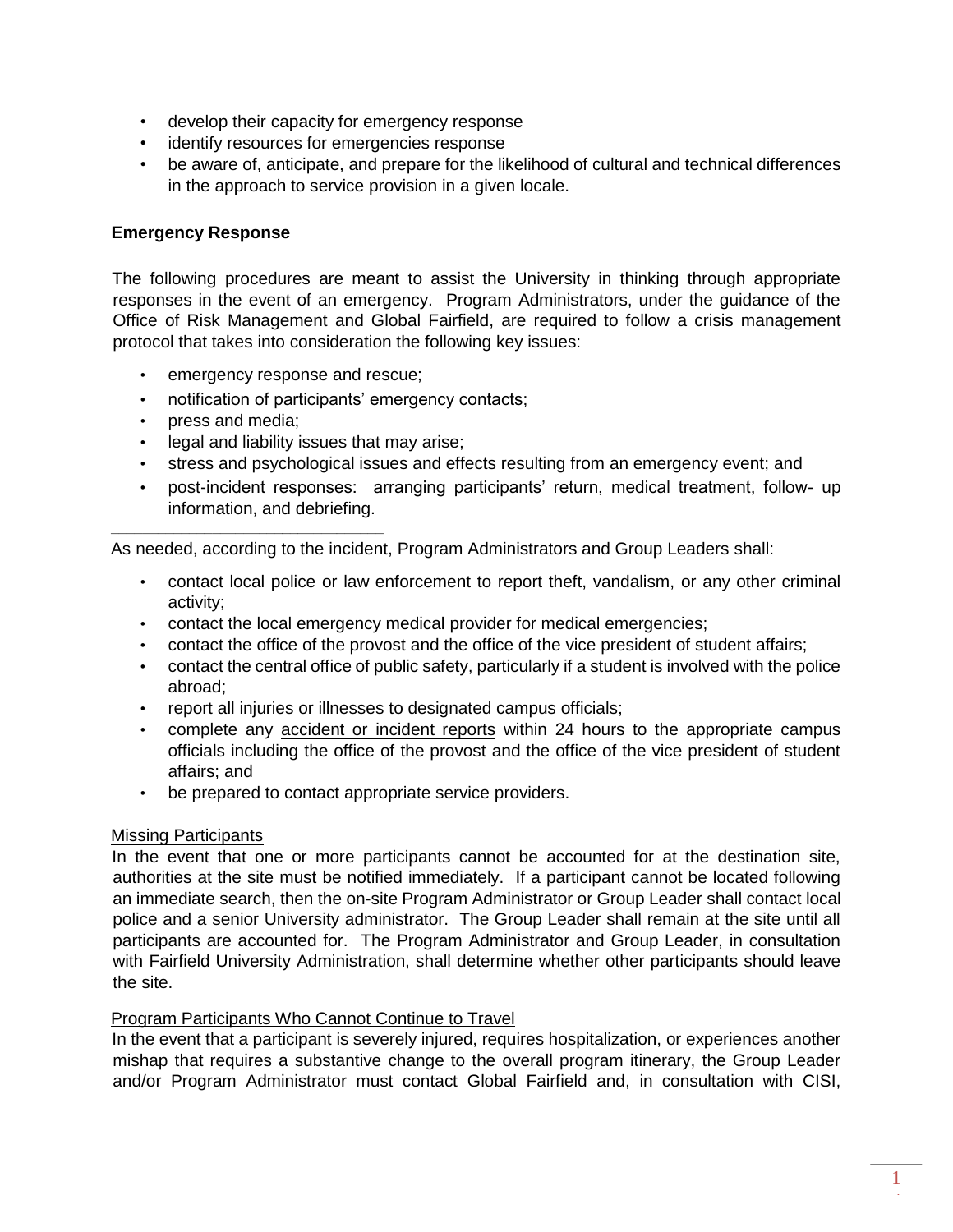- develop their capacity for emergency response
- identify resources for emergencies response
- be aware of, anticipate, and prepare for the likelihood of cultural and technical differences in the approach to service provision in a given locale.

**Emergency Response**

The following procedures are meant to assist the University in thinking through appropriate responses in the event of an emergency. Program Administrators, under the guidance of the Office of Risk Management and Global Fairfield, are required to follow a crisis management protocol that takes into consideration the following key issues:

- emergency response and rescue;
- notification of participants' emergency contacts;
- press and media;
- legal and liability issues that may arise;
- stress and psychological issues and effects resulting from an emergency event; and
- post-incident responses: arranging participants' return, medical treatment, follow- up information, and debriefing.

As needed, according to the incident, Program Administrators and Group Leaders shall:

- contact local police or law enforcement to report theft, vandalism, or any other criminal activity;
- contact the local emergency medical provider for medical emergencies;
- contact the office of the provost and the office of the vice president of student affairs;
- contact the central office of public safety, particularly if a student is involved with the police abroad;
- report all injuries or illnesses to designated campus officials;
- complete any accident or incident reports within 24 hours to the appropriate campus officials including the office of the provost and the office of the vice president of student affairs; and
- be prepared to contact appropriate service providers.

Missing Participants

In the event that one or more participants cannot be accounted for at the destination site, authorities at the site must be notified immediately. If a participant cannot be located following an immediate search, then the on-site Program Administrator or Group Leader shall contact local police and a senior University administrator. The Group Leader shall remain at the site until all participants are accounted for. The Program Administrator and Group Leader, in consultation with Fairfield University Administration, shall determine whether other participants should leave the site.

Program Participants Who Cannot Continue to Travel

In the event that a participant is severely injured, requires hospitalization, or experiences another mishap that requires a substantive change to the overall program itinerary, the Group Leader and/or Program Administrator must contact Global Fairfield and, in consultation with CISI,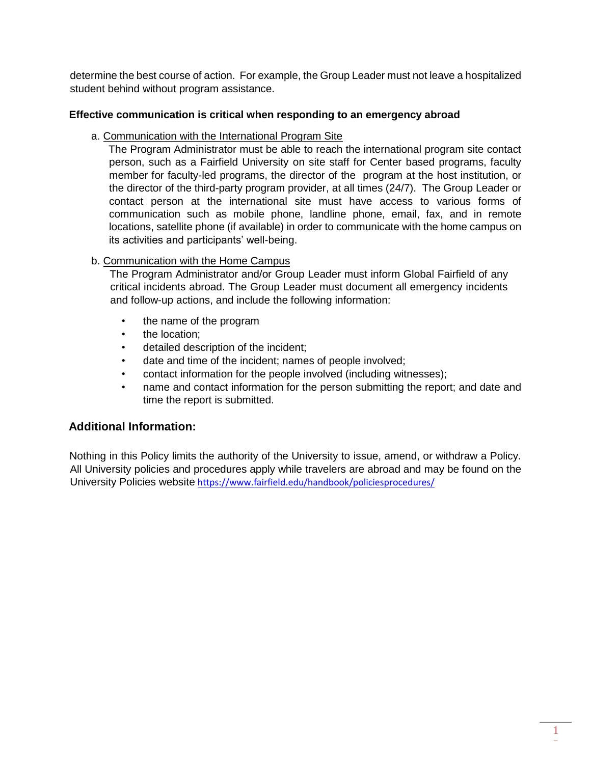determine the best course of action. For example, the Group Leader must not leave a hospitalized student behind without program assistance.

**Effective communication is critical when responding to an emergency abroad**

a. Communication with the International Program Site

The Program Administrator must be able to reach the international program site contact person, such as a Fairfield University on site staff for Center based programs, faculty member for faculty-led programs, the director of the program at the host institution, or the director of the third-party program provider, at all times (24/7). The Group Leader or contact person at the international site must have access to various forms of communication such as mobile phone, landline phone, email, fax, and in remote locations, satellite phone (if available) in order to communicate with the home campus on its activities and participants' well-being.

b. Communication with the Home Campus

The Program Administrator and/or Group Leader must inform Global Fairfield of any critical incidents abroad. The Group Leader must document all emergency incidents and follow-up actions, and include the following information:

- the name of the program
- the location;
- detailed description of the incident;
- date and time of the incident; names of people involved;
- contact information for the people involved (including witnesses);
- name and contact information for the person submitting the report; and date and time the report is submitted.

## Additional Information:

Nothing in this Policy limits the authority of the University to issue, amend, or withdraw a Policy. All University policies and procedures apply while travelers are abroad and may be found on the University Policies website https://www.fairfield.edu/handbook/policiesprocedures/